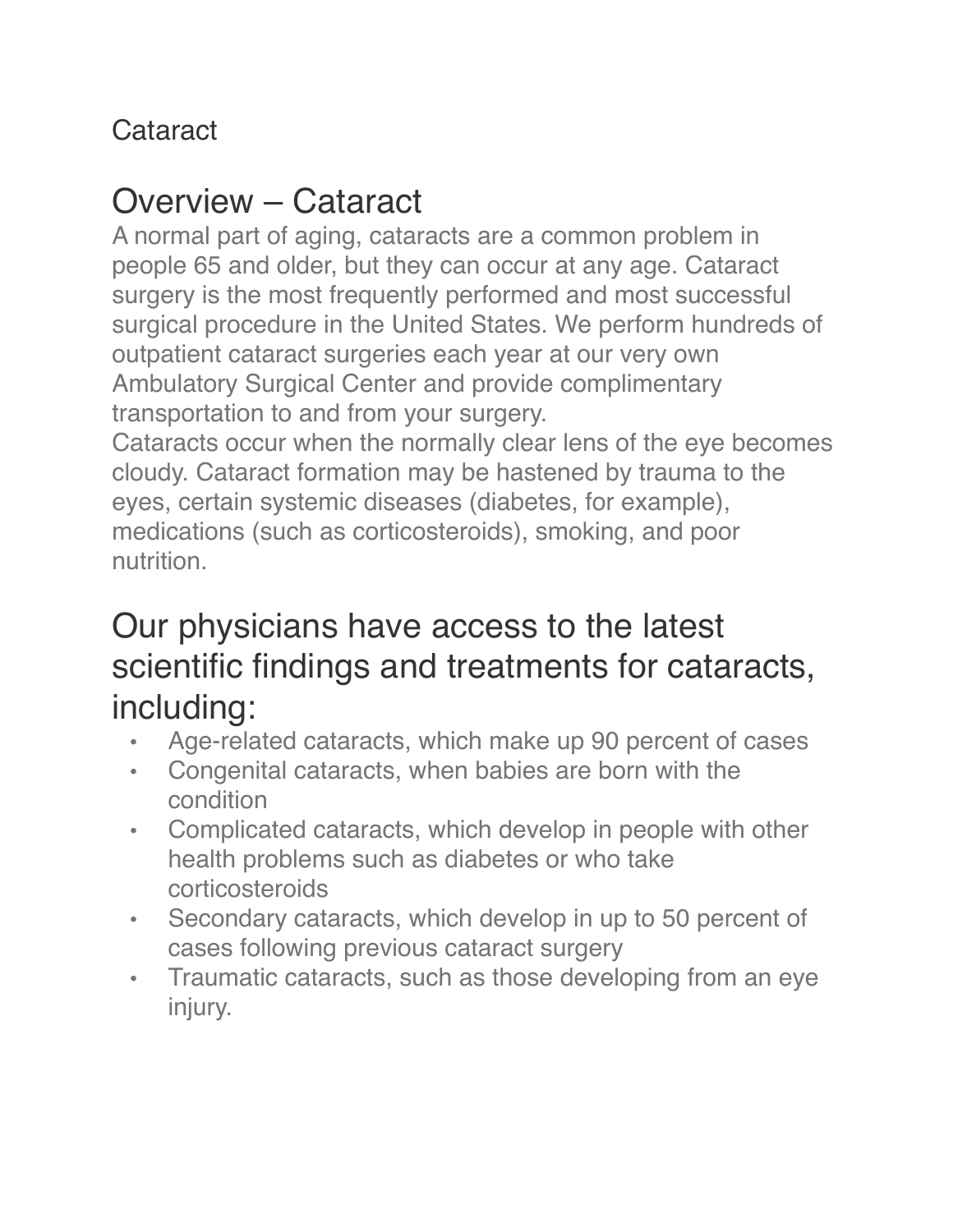Cataract

# Overview – Cataract

A normal part of aging, cataracts are a common problem in people 65 and older, but they can occur at any age. Cataract surgery is the most frequently performed and most successful surgical procedure in the United States. We perform hundreds of outpatient cataract surgeries each year at our very own Ambulatory Surgical Center and provide complimentary transportation to and from your surgery.

Cataracts occur when the normally clear lens of the eye becomes cloudy. Cataract formation may be hastened by trauma to the eyes, certain systemic diseases (diabetes, for example), medications (such as corticosteroids), smoking, and poor nutrition.

# Our physicians have access to the latest scientific findings and treatments for cataracts, including:

- Age-related cataracts, which make up 90 percent of cases
- Congenital cataracts, when babies are born with the condition
- Complicated cataracts, which develop in people with other health problems such as diabetes or who take corticosteroids
- Secondary cataracts, which develop in up to 50 percent of cases following previous cataract surgery
- Traumatic cataracts, such as those developing from an eye injury.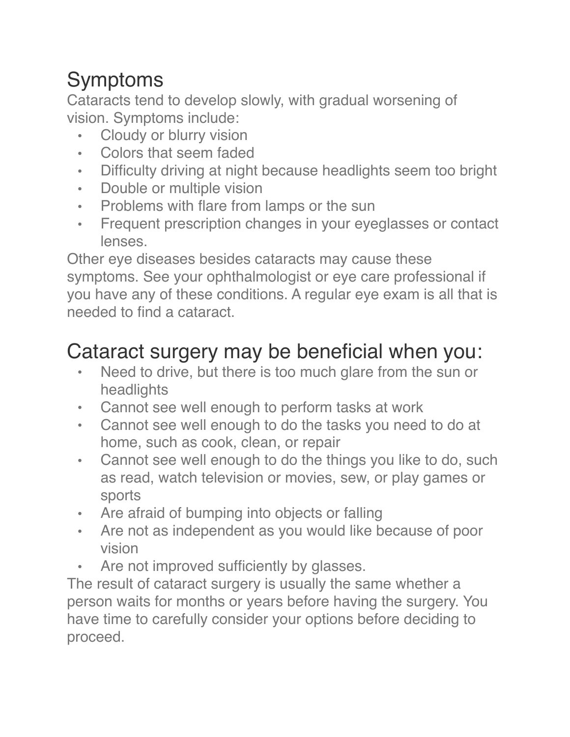## Symptoms

Cataracts tend to develop slowly, with gradual worsening of vision. Symptoms include:

- Cloudy or blurry vision
- Colors that seem faded
- Difficulty driving at night because headlights seem too bright
- Double or multiple vision
- Problems with flare from lamps or the sun
- Frequent prescription changes in your eyeglasses or contact lenses.

Other eye diseases besides cataracts may cause these symptoms. See your ophthalmologist or eye care professional if you have any of these conditions. A regular eye exam is all that is needed to find a cataract.

## Cataract surgery may be beneficial when you:

- Need to drive, but there is too much glare from the sun or headlights
- Cannot see well enough to perform tasks at work
- Cannot see well enough to do the tasks you need to do at home, such as cook, clean, or repair
- Cannot see well enough to do the things you like to do, such as read, watch television or movies, sew, or play games or sports
- Are afraid of bumping into objects or falling
- Are not as independent as you would like because of poor vision
- Are not improved sufficiently by glasses.

The result of cataract surgery is usually the same whether a person waits for months or years before having the surgery. You have time to carefully consider your options before deciding to proceed.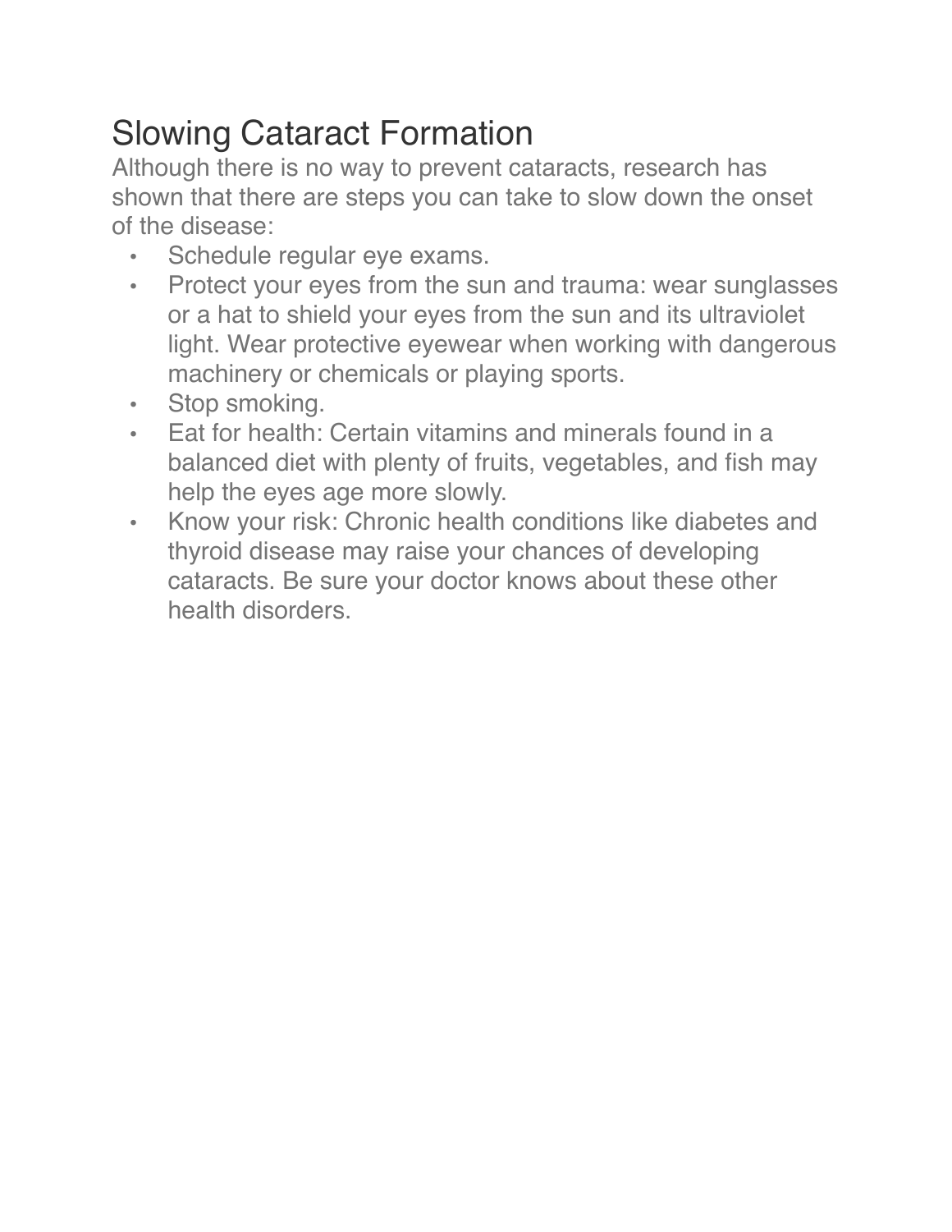## Slowing Cataract Formation

Although there is no way to prevent cataracts, research has shown that there are steps you can take to slow down the onset of the disease:

- Schedule regular eye exams.
- Protect your eyes from the sun and trauma: wear sunglasses or a hat to shield your eyes from the sun and its ultraviolet light. Wear protective eyewear when working with dangerous machinery or chemicals or playing sports.
- Stop smoking.
- Eat for health: Certain vitamins and minerals found in a balanced diet with plenty of fruits, vegetables, and fish may help the eyes age more slowly.
- Know your risk: Chronic health conditions like diabetes and thyroid disease may raise your chances of developing cataracts. Be sure your doctor knows about these other health disorders.